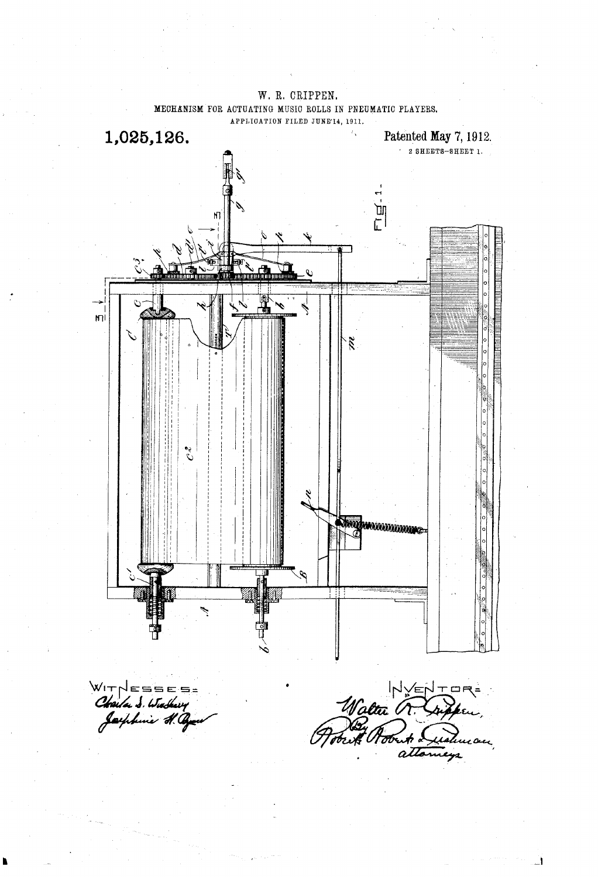W. R. CRIPPEN.

MECHANISM FOR ACTUATING MUSIC ROLLS IN PNEUMATIC PLAYERS.

APPLICATION FILED JUNE 14, 1911.

**1,025,126.**

Patented May 7, 1912.

2 SHEETS—SHEET 1.

Fig. 1.

WITNESSES:
Charles S. Wadsworth
Josephine H. Ryan

INVENTOR:
Walter R. Crippen,
By Roberts Roberts & Cushman,
attorneys.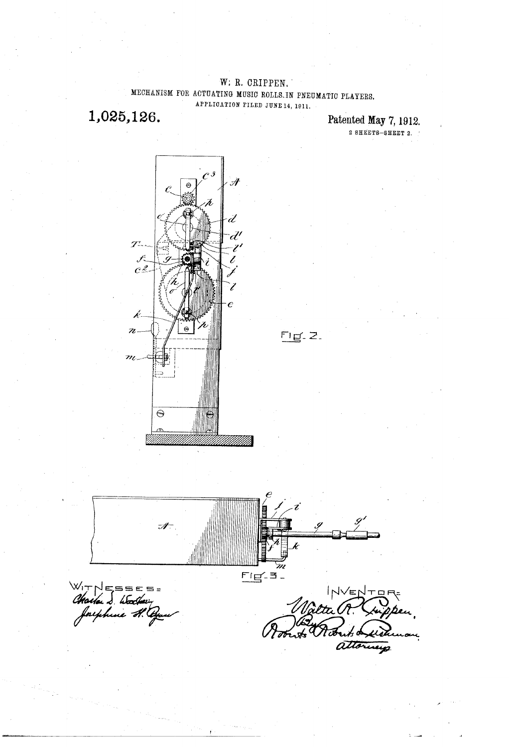W. R. CRIPPEN.

MECHANISM FOR ACTUATING MUSIC ROLLS IN PNEUMATIC PLAYERS.

APPLICATION FILED JUNE 14, 1911.

**1,025,126.**

**Patented May 7, 1912.**

2 SHEETS—SHEET 2.

Fig. 2.

Fig. 3.

WITNESSES:
Charles S. Woodbury
Josephine H. Ryan

INVENTOR:
Walter R. Crippen,
By Roberts Roberts & Cushman
attorneys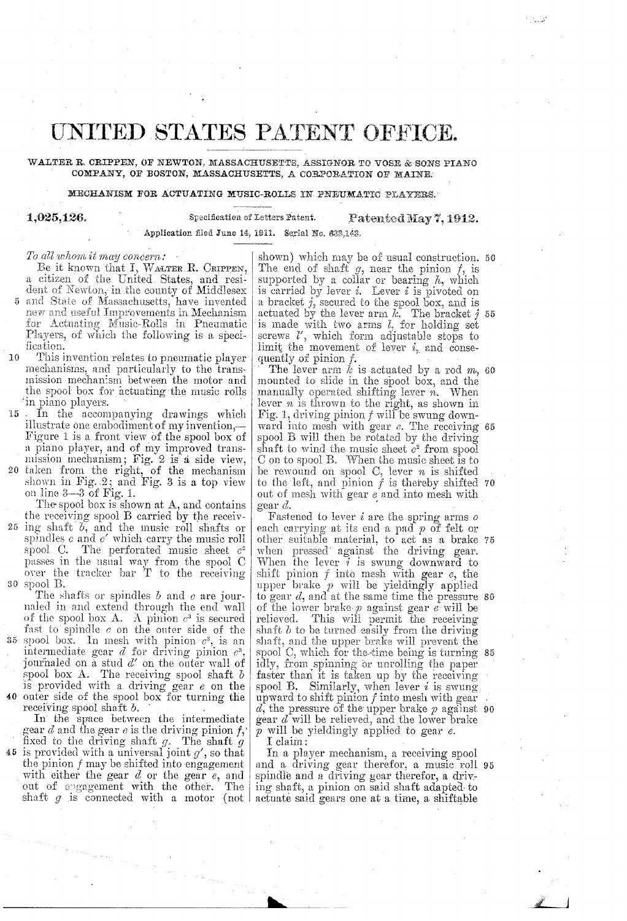# UNITED STATES PATENT OFFICE.

WALTER R. CRIPPEN, OF NEWTON, MASSACHUSETTS, ASSIGNOR TO VOSE & SONS PIANO COMPANY, OF BOSTON, MASSACHUSETTS, A CORPORATION OF MAINE.

## MECHANISM FOR ACTUATING MUSIC-ROLLS IN PNEUMATIC PLAYERS.

**1,025,126.** Specification of Letters Patent. **Patented May 7, 1912.**

Application filed June 14, 1911. Serial No. 633,143.

*To all whom it may concern:*

Be it known that I, WALTER R. CRIPPEN, a citizen of the United States, and resident of Newton, in the county of Middlesex and State of Massachusetts, have invented new and useful Improvements in Mechanism for Actuating Music-Rolls in Pneumatic Players, of which the following is a specification.

This invention relates to pneumatic player mechanisms, and particularly to the transmission mechanism between the motor and the spool box for actuating the music rolls in piano players.

In the accompanying drawings which illustrate one embodiment of my invention,—Figure 1 is a front view of the spool box of a piano player, and of my improved transmission mechanism; Fig. 2 is a side view, taken from the right, of the mechanism shown in Fig. 2; and Fig. 3 is a top view on line 3—3 of Fig. 1.

The spool box is shown at A, and contains the receiving spool B carried by the receiving shaft $b$, and the music roll shafts or spindles $c$ and $c'$ which carry the music roll spool C. The perforated music sheet $c^2$ passes in the usual way from the spool C over the tracker bar T to the receiving spool B.

The shafts or spindles $b$ and $c$ are journaled in and extend through the end wall of the spool box A. A pinion $c^3$ is secured fast to spindle $c$ on the outer side of the spool box. In mesh with pinion $c^3$, is an intermediate gear $d$ for driving pinion $c^3$, journaled on a stud $d'$ on the outer wall of spool box A. The receiving spool shaft $b$ is provided with a driving gear $e$ on the outer side of the spool box for turning the receiving spool shaft $b$.

In the space between the intermediate gear $d$ and the gear $e$ is the driving pinion $f$, fixed to the driving shaft $g$. The shaft $g$ is provided with a universal joint $g'$, so that the pinion $f$ may be shifted into engagement with either the gear $d$ or the gear $e$, and out of engagement with the other. The shaft $g$ is connected with a motor (not shown) which may be of usual construction. The end of shaft $g$, near the pinion $f$, is supported by a collar or bearing $h$, which is carried by lever $i$. Lever $i$ is pivoted on a bracket $j$, secured to the spool box, and is actuated by the lever arm $k$. The bracket $j$ is made with two arms $l$, for holding set screws $l'$, which form adjustable stops to limit the movement of lever $i$, and consequently of pinion $f$.

The lever arm $k$ is actuated by a rod $m$, mounted to slide in the spool box, and the manually operated shifting lever $n$. When lever $n$ is thrown to the right, as shown in Fig. 1, driving pinion $f$ will be swung downward into mesh with gear $e$. The receiving spool B will then be rotated by the driving shaft to wind the music sheet $c^2$ from spool C on to spool B. When the music sheet is to be rewound on spool C, lever $n$ is shifted to the left, and pinion $f$ is thereby shifted out of mesh with gear $e$ and into mesh with gear $d$.

Fastened to lever $i$ are the spring arms $o$ each carrying at its end a pad $p$ of felt or other suitable material, to act as a brake when pressed against the driving gear. When the lever $i$ is swung downward to shift pinion $f$ into mesh with gear $e$, the upper brake $p$ will be yieldingly applied to gear $d$, and at the same time the pressure of the lower brake $p$ against gear $e$ will be relieved. This will permit the receiving shaft $b$ to be turned easily from the driving shaft, and the upper brake will prevent the spool C, which for the time being is turning idly, from spinning or unrolling the paper faster than it is taken up by the receiving spool B. Similarly, when lever $i$ is swung upward to shift pinion $f$ into mesh with gear $d$, the pressure of the upper brake $p$ against gear $d$ will be relieved, and the lower brake $p$ will be yieldingly applied to gear $e$.

I claim:

In a player mechanism, a receiving spool and a driving gear therefor, a music roll spindle and a driving gear therefor, a driving shaft, a pinion on said shaft adapted to actuate said gears one at a time, a shiftable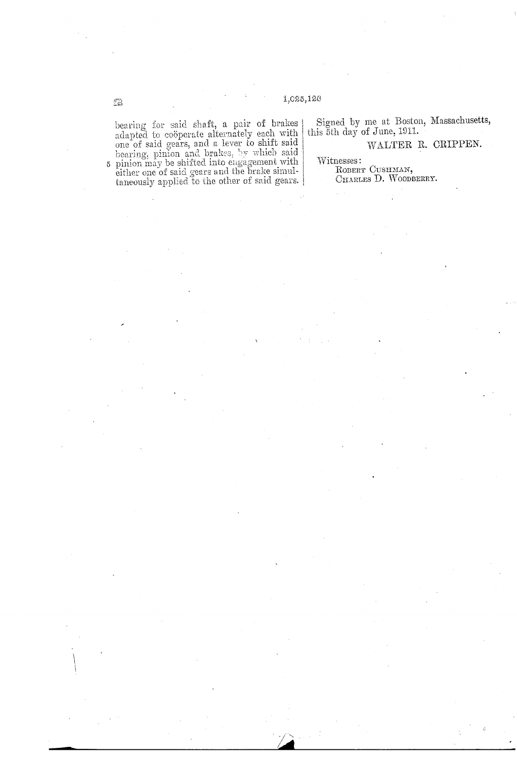bearing for said shaft, a pair of brakes adapted to coöperate alternately each with one of said gears, and a lever to shift said bearing, pinion and brakes, by which said pinion may be shifted into engagement with either one of said gears and the brake simultaneously applied to the other of said gears.

Signed by me at Boston, Massachusetts, this 5th day of June, 1911.

WALTER R. CRIPPEN.

Witnesses:

ROBERT CUSHMAN,

CHARLES D. WOODBERRY.